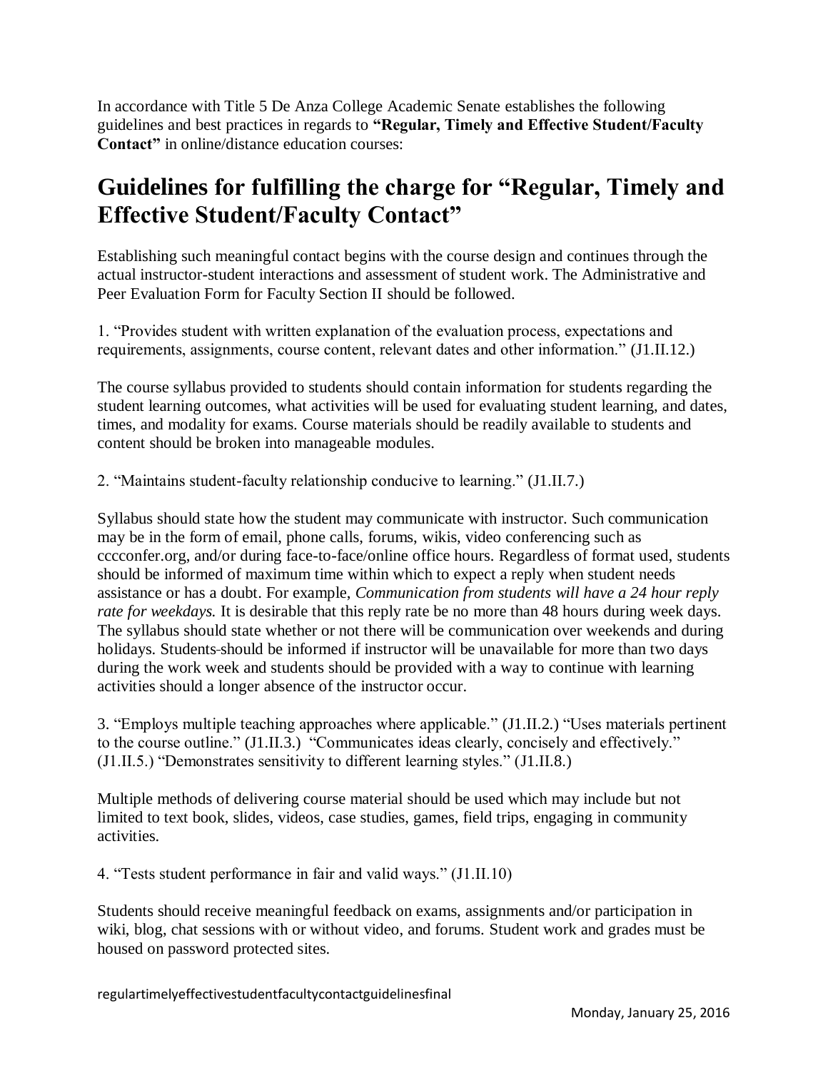In accordance with Title 5 De Anza College Academic Senate establishes the following guidelines and best practices in regards to **"Regular, Timely and Effective Student/Faculty Contact"** in online/distance education courses:

# Guidelines for fulfilling the charge for "Regular, Timely and Effective Student/Faculty Contact"

Establishing such meaningful contact begins with the course design and continues through the actual instructor-student interactions and assessment of student work. The Administrative and Peer Evaluation Form for Faculty Section II should be followed.

1. "Provides student with written explanation of the evaluation process, expectations and requirements, assignments, course content, relevant dates and other information." (J1.II.12.)

The course syllabus provided to students should contain information for students regarding the student learning outcomes, what activities will be used for evaluating student learning, and dates, times, and modality for exams. Course materials should be readily available to students and content should be broken into manageable modules.

2. "Maintains student-faculty relationship conducive to learning." (J1.II.7.)

Syllabus should state how the student may communicate with instructor. Such communication may be in the form of email, phone calls, forums, wikis, video conferencing such as cccconfer.org, and/or during face-to-face/online office hours. Regardless of format used, students should be informed of maximum time within which to expect a reply when student needs assistance or has a doubt. For example, *Communication from students will have a 24 hour reply rate for weekdays.* It is desirable that this reply rate be no more than 48 hours during week days. The syllabus should state whether or not there will be communication over weekends and during holidays. Students should be informed if instructor will be unavailable for more than two days during the work week and students should be provided with a way to continue with learning activities should a longer absence of the instructor occur.

3. "Employs multiple teaching approaches where applicable." (J1.II.2.) "Uses materials pertinent to the course outline." (J1.II.3.) "Communicates ideas clearly, concisely and effectively." (J1.II.5.) "Demonstrates sensitivity to different learning styles." (J1.II.8.)

Multiple methods of delivering course material should be used which may include but not limited to text book, slides, videos, case studies, games, field trips, engaging in community activities.

4. "Tests student performance in fair and valid ways." (J1.II.10)

Students should receive meaningful feedback on exams, assignments and/or participation in wiki, blog, chat sessions with or without video, and forums. Student work and grades must be housed on password protected sites.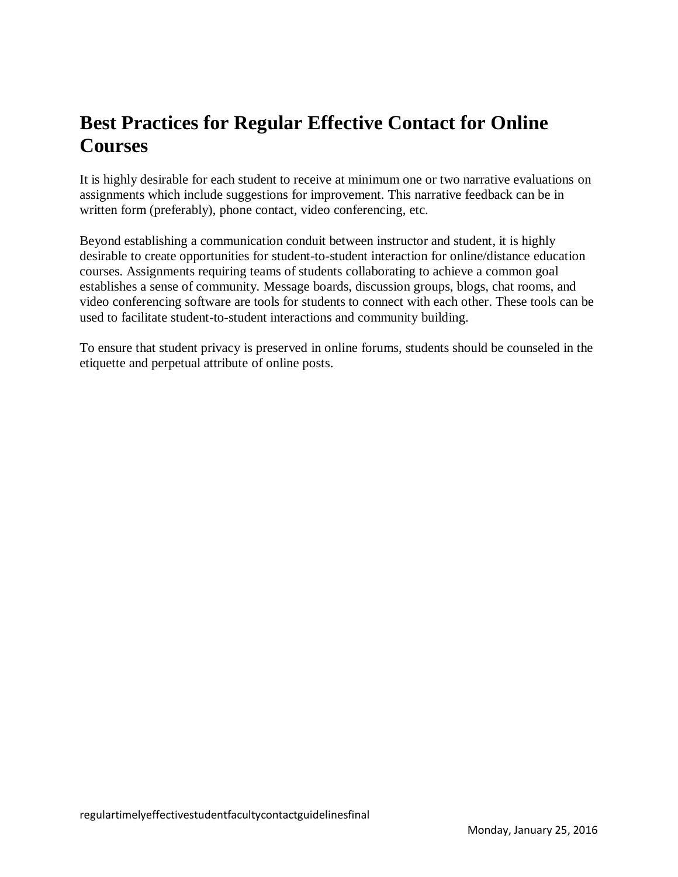# Best Practices for Regular Effective Contact for Online Courses

It is highly desirable for each student to receive at minimum one or two narrative evaluations on assignments which include suggestions for improvement. This narrative feedback can be in written form (preferably), phone contact, video conferencing, etc.

Beyond establishing a communication conduit between instructor and student, it is highly desirable to create opportunities for student-to-student interaction for online/distance education courses. Assignments requiring teams of students collaborating to achieve a common goal establishes a sense of community. Message boards, discussion groups, blogs, chat rooms, and video conferencing software are tools for students to connect with each other. These tools can be used to facilitate student-to-student interactions and community building.

To ensure that student privacy is preserved in online forums, students should be counseled in the etiquette and perpetual attribute of online posts.